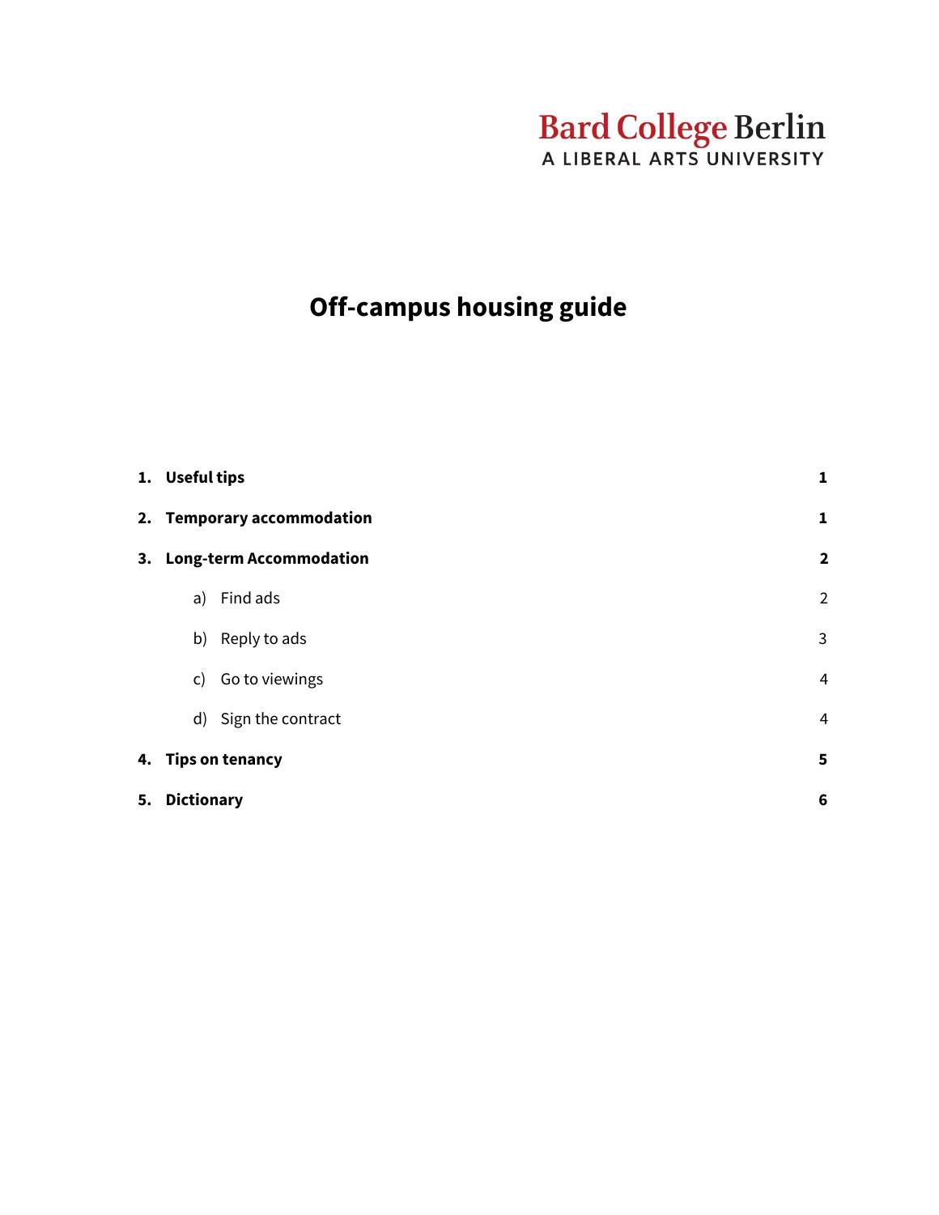Bard College Berlin
A LIBERAL ARTS UNIVERSITY

# Off-campus housing guide

| | |
|---|---|
| **1. Useful tips** | **1** |
| **2. Temporary accommodation** | **1** |
| **3. Long-term Accommodation** | **2** |
| a) Find ads | 2 |
| b) Reply to ads | 3 |
| c) Go to viewings | 4 |
| d) Sign the contract | 4 |
| **4. Tips on tenancy** | **5** |
| **5. Dictionary** | **6** |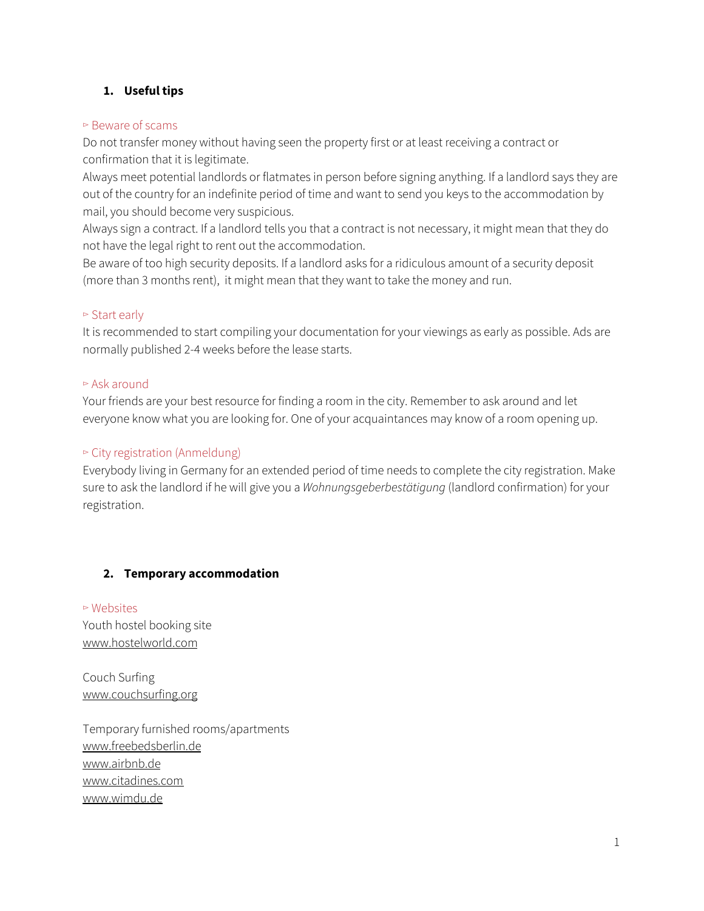## 1. Useful tips

▹ Beware of scams

Do not transfer money without having seen the property first or at least receiving a contract or confirmation that it is legitimate.

Always meet potential landlords or flatmates in person before signing anything. If a landlord says they are out of the country for an indefinite period of time and want to send you keys to the accommodation by mail, you should become very suspicious.

Always sign a contract. If a landlord tells you that a contract is not necessary, it might mean that they do not have the legal right to rent out the accommodation.

Be aware of too high security deposits. If a landlord asks for a ridiculous amount of a security deposit (more than 3 months rent), it might mean that they want to take the money and run.

▹ Start early

It is recommended to start compiling your documentation for your viewings as early as possible. Ads are normally published 2-4 weeks before the lease starts.

▹ Ask around

Your friends are your best resource for finding a room in the city. Remember to ask around and let everyone know what you are looking for. One of your acquaintances may know of a room opening up.

▹ City registration (Anmeldung)

Everybody living in Germany for an extended period of time needs to complete the city registration. Make sure to ask the landlord if he will give you a *Wohnungsgeberbestätigung* (landlord confirmation) for your registration.

## 2. Temporary accommodation

▹ Websites

Youth hostel booking site
www.hostelworld.com

Couch Surfing
www.couchsurfing.org

Temporary furnished rooms/apartments
www.freebedsberlin.de
www.airbnb.de
www.citadines.com
www.wimdu.de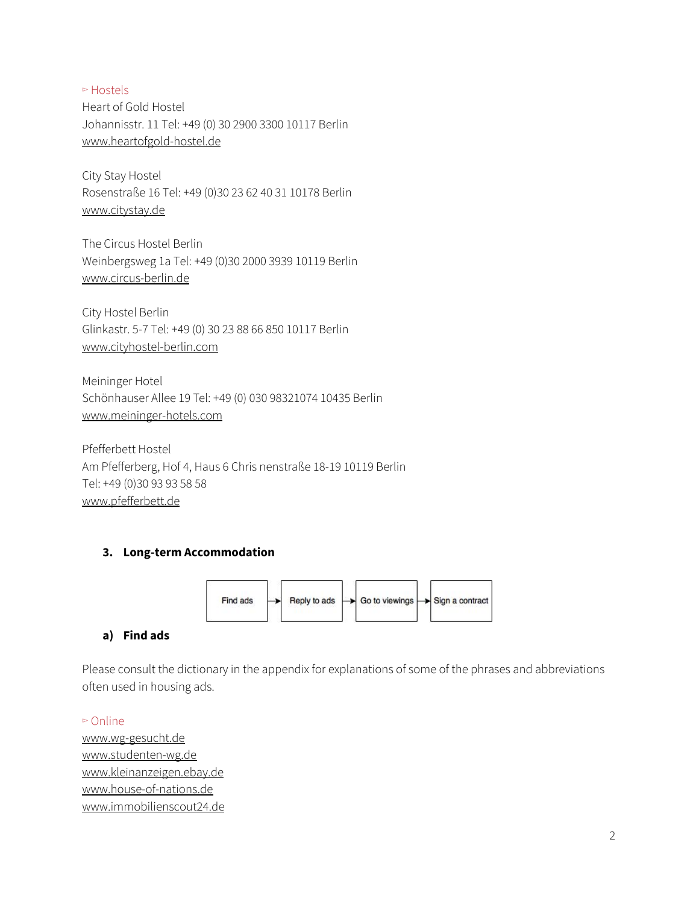▻ Hostels

Heart of Gold Hostel
Johannisstr. 11 Tel: +49 (0) 30 2900 3300 10117 Berlin
www.heartofgold-hostel.de

City Stay Hostel
Rosenstraße 16 Tel: +49 (0)30 23 62 40 31 10178 Berlin
www.citystay.de

The Circus Hostel Berlin
Weinbergsweg 1a Tel: +49 (0)30 2000 3939 10119 Berlin
www.circus-berlin.de

City Hostel Berlin
Glinkastr. 5-7 Tel: +49 (0) 30 23 88 66 850 10117 Berlin
www.cityhostel-berlin.com

Meininger Hotel
Schönhauser Allee 19 Tel: +49 (0) 030 98321074 10435 Berlin
www.meininger-hotels.com

Pfefferbett Hostel
Am Pfefferberg, Hof 4, Haus 6 Chris nenstraße 18-19 10119 Berlin
Tel: +49 (0)30 93 93 58 58
www.pfefferbett.de

### 3. Long-term Accommodation

Find ads → Reply to ads → Go to viewings → Sign a contract

#### a) Find ads

Please consult the dictionary in the appendix for explanations of some of the phrases and abbreviations often used in housing ads.

▻ Online

www.wg-gesucht.de
www.studenten-wg.de
www.kleinanzeigen.ebay.de
www.house-of-nations.de
www.immobilienscout24.de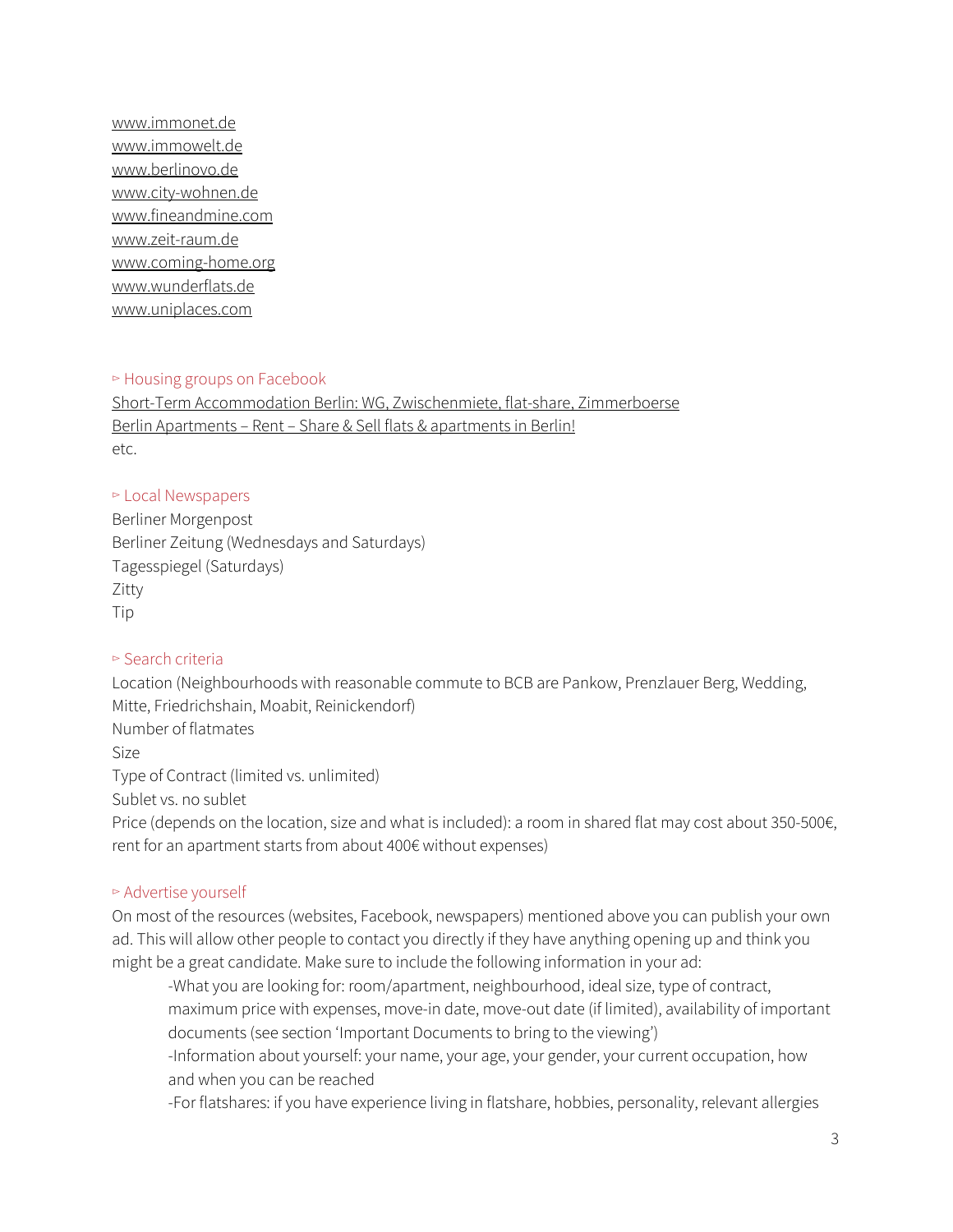www.immonet.de
www.immowelt.de
www.berlinovo.de
www.city-wohnen.de
www.fineandmine.com
www.zeit-raum.de
www.coming-home.org
www.wunderflats.de
www.uniplaces.com

### ▻ Housing groups on Facebook

Short-Term Accommodation Berlin: WG, Zwischenmiete, flat-share, Zimmerboerse
Berlin Apartments – Rent – Share & Sell flats & apartments in Berlin!
etc.

### ▻ Local Newspapers

Berliner Morgenpost
Berliner Zeitung (Wednesdays and Saturdays)
Tagesspiegel (Saturdays)
Zitty
Tip

### ▻ Search criteria

Location (Neighbourhoods with reasonable commute to BCB are Pankow, Prenzlauer Berg, Wedding, Mitte, Friedrichshain, Moabit, Reinickendorf)
Number of flatmates
Size
Type of Contract (limited vs. unlimited)
Sublet vs. no sublet
Price (depends on the location, size and what is included): a room in shared flat may cost about 350-500€, rent for an apartment starts from about 400€ without expenses)

### ▻ Advertise yourself

On most of the resources (websites, Facebook, newspapers) mentioned above you can publish your own ad. This will allow other people to contact you directly if they have anything opening up and think you might be a great candidate. Make sure to include the following information in your ad:

- What you are looking for: room/apartment, neighbourhood, ideal size, type of contract, maximum price with expenses, move-in date, move-out date (if limited), availability of important documents (see section 'Important Documents to bring to the viewing')
- Information about yourself: your name, your age, your gender, your current occupation, how and when you can be reached
- For flatshares: if you have experience living in flatshare, hobbies, personality, relevant allergies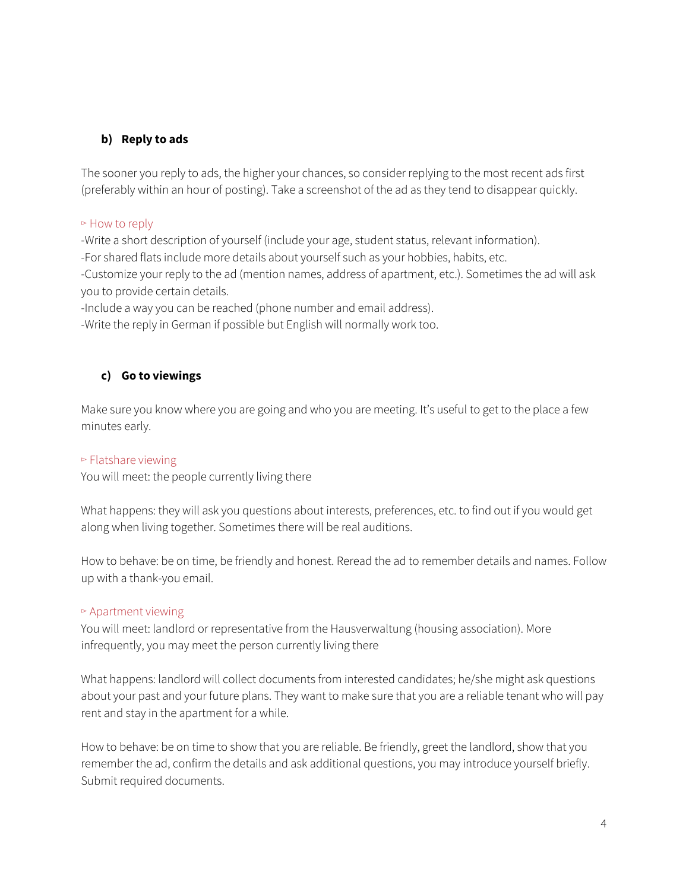### b) Reply to ads

The sooner you reply to ads, the higher your chances, so consider replying to the most recent ads first (preferably within an hour of posting). Take a screenshot of the ad as they tend to disappear quickly.

▻ How to reply

-Write a short description of yourself (include your age, student status, relevant information).
-For shared flats include more details about yourself such as your hobbies, habits, etc.
-Customize your reply to the ad (mention names, address of apartment, etc.). Sometimes the ad will ask you to provide certain details.
-Include a way you can be reached (phone number and email address).
-Write the reply in German if possible but English will normally work too.

### c) Go to viewings

Make sure you know where you are going and who you are meeting. It's useful to get to the place a few minutes early.

▻ Flatshare viewing

You will meet: the people currently living there

What happens: they will ask you questions about interests, preferences, etc. to find out if you would get along when living together. Sometimes there will be real auditions.

How to behave: be on time, be friendly and honest. Reread the ad to remember details and names. Follow up with a thank-you email.

▻ Apartment viewing

You will meet: landlord or representative from the Hausverwaltung (housing association). More infrequently, you may meet the person currently living there

What happens: landlord will collect documents from interested candidates; he/she might ask questions about your past and your future plans. They want to make sure that you are a reliable tenant who will pay rent and stay in the apartment for a while.

How to behave: be on time to show that you are reliable. Be friendly, greet the landlord, show that you remember the ad, confirm the details and ask additional questions, you may introduce yourself briefly. Submit required documents.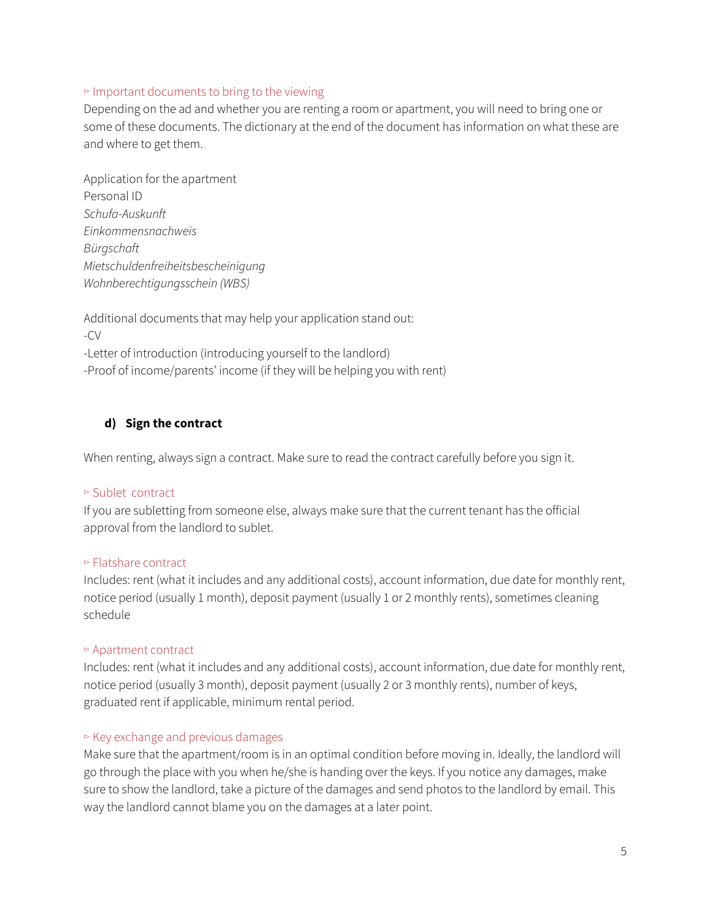▻ Important documents to bring to the viewing

Depending on the ad and whether you are renting a room or apartment, you will need to bring one or some of these documents. The dictionary at the end of the document has information on what these are and where to get them.

Application for the apartment
Personal ID
*Schufa-Auskunft*
*Einkommensnachweis*
*Bürgschaft*
*Mietschuldenfreiheitsbescheinigung*
*Wohnberechtigungsschein (WBS)*

Additional documents that may help your application stand out:
-CV
-Letter of introduction (introducing yourself to the landlord)
-Proof of income/parents' income (if they will be helping you with rent)

### d) Sign the contract

When renting, always sign a contract. Make sure to read the contract carefully before you sign it.

▻ Sublet contract

If you are subletting from someone else, always make sure that the current tenant has the official approval from the landlord to sublet.

▻ Flatshare contract

Includes: rent (what it includes and any additional costs), account information, due date for monthly rent, notice period (usually 1 month), deposit payment (usually 1 or 2 monthly rents), sometimes cleaning schedule

▻ Apartment contract

Includes: rent (what it includes and any additional costs), account information, due date for monthly rent, notice period (usually 3 month), deposit payment (usually 2 or 3 monthly rents), number of keys, graduated rent if applicable, minimum rental period.

▻ Key exchange and previous damages

Make sure that the apartment/room is in an optimal condition before moving in. Ideally, the landlord will go through the place with you when he/she is handing over the keys. If you notice any damages, make sure to show the landlord, take a picture of the damages and send photos to the landlord by email. This way the landlord cannot blame you on the damages at a later point.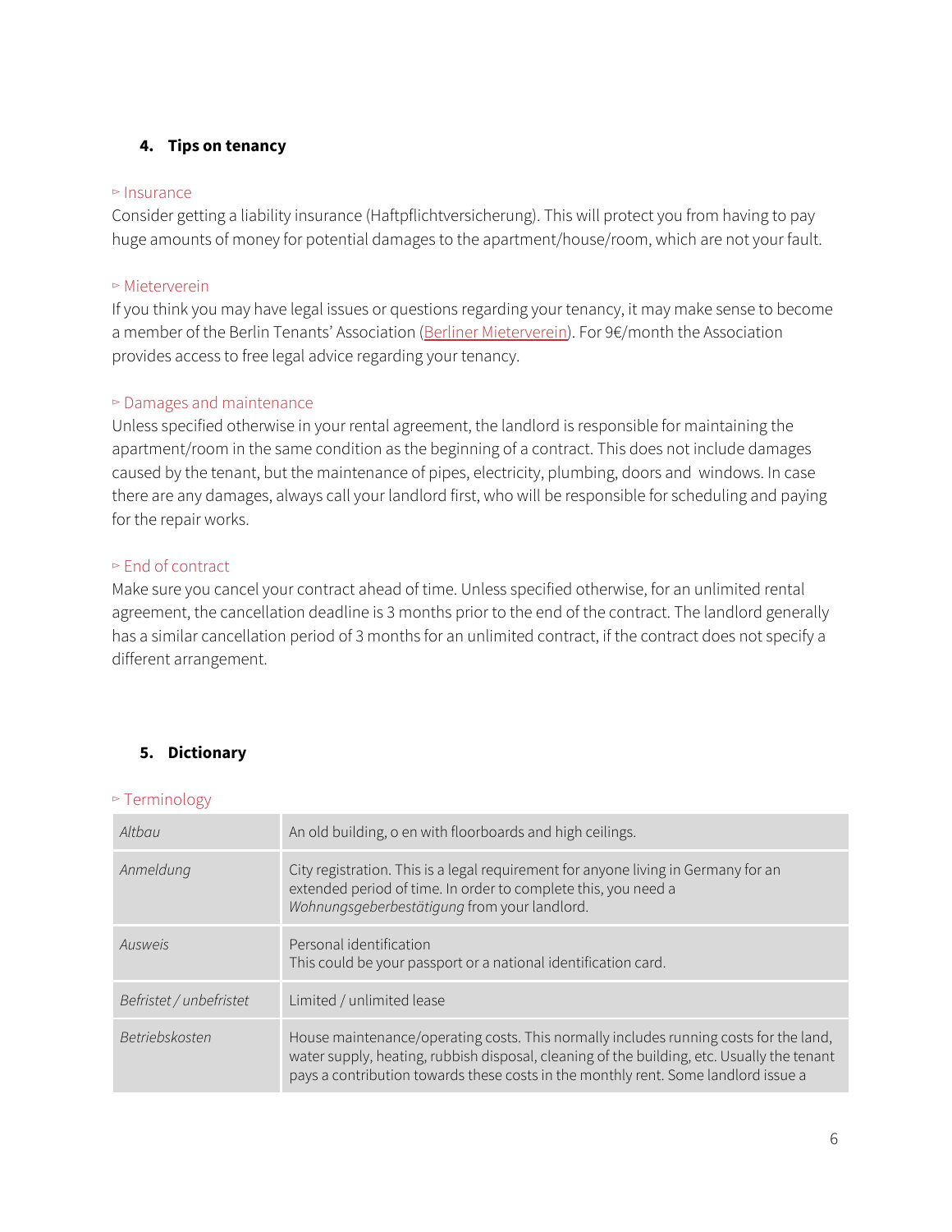## 4. Tips on tancy

## 4. Tips on tenancy

▹ Insurance

Consider getting a liability insurance (Haftpflichtversicherung). This will protect you from having to pay huge amounts of money for potential damages to the apartment/house/room, which are not your fault.

▹ Mieterverein

If you think you may have legal issues or questions regarding your tenancy, it may make sense to become a member of the Berlin Tenants' Association (Berliner Mieterverein). For 9€/month the Association provides access to free legal advice regarding your tenancy.

▹ Damages and maintenance

Unless specified otherwise in your rental agreement, the landlord is responsible for maintaining the apartment/room in the same condition as the beginning of a contract. This does not include damages caused by the tenant, but the maintenance of pipes, electricity, plumbing, doors and windows. In case there are any damages, always call your landlord first, who will be responsible for scheduling and paying for the repair works.

▹ End of contract

Make sure you cancel your contract ahead of time. Unless specified otherwise, for an unlimited rental agreement, the cancellation deadline is 3 months prior to the end of the contract. The landlord generally has a similar cancellation period of 3 months for an unlimited contract, if the contract does not specify a different arrangement.

## 5. Dictionary

▹ Terminology

| Term | Definition |
| --- | --- |
| *Altbau* | An old building, o en with floorboards and high ceilings. |
| *Anmeldung* | City registration. This is a legal requirement for anyone living in Germany for an extended period of time. In order to complete this, you need a *Wohnungsgeberbestätigung* from your landlord. |
| *Ausweis* | Personal identification<br>This could be your passport or a national identification card. |
| *Befristet / unbefristet* | Limited / unlimited lease |
| *Betriebskosten* | House maintenance/operating costs. This normally includes running costs for the land, water supply, heating, rubbish disposal, cleaning of the building, etc. Usually the tenant pays a contribution towards these costs in the monthly rent. Some landlord issue a |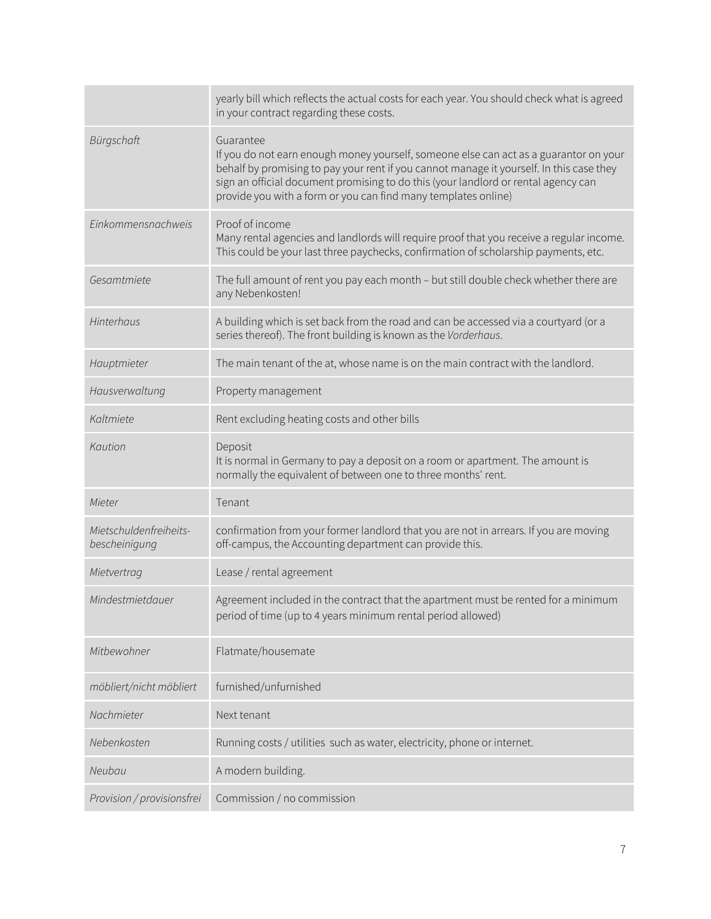| | |
|---|---|
| | yearly bill which reflects the actual costs for each year. You should check what is agreed in your contract regarding these costs. |
| *Bürgschaft* | Guarantee<br>If you do not earn enough money yourself, someone else can act as a guarantor on your behalf by promising to pay your rent if you cannot manage it yourself. In this case they sign an official document promising to do this (your landlord or rental agency can provide you with a form or you can find many templates online) |
| *Einkommensnachweis* | Proof of income<br>Many rental agencies and landlords will require proof that you receive a regular income. This could be your last three paychecks, confirmation of scholarship payments, etc. |
| *Gesamtmiete* | The full amount of rent you pay each month – but still double check whether there are any Nebenkosten! |
| *Hinterhaus* | A building which is set back from the road and can be accessed via a courtyard (or a series thereof). The front building is known as the *Vorderhaus*. |
| *Hauptmieter* | The main tenant of the at, whose name is on the main contract with the landlord. |
| *Hausverwaltung* | Property management |
| *Kaltmiete* | Rent excluding heating costs and other bills |
| *Kaution* | Deposit<br>It is normal in Germany to pay a deposit on a room or apartment. The amount is normally the equivalent of between one to three months' rent. |
| *Mieter* | Tenant |
| *Mietschuldenfreiheits-bescheinigung* | confirmation from your former landlord that you are not in arrears. If you are moving off-campus, the Accounting department can provide this. |
| *Mietvertrag* | Lease / rental agreement |
| *Mindestmietdauer* | Agreement included in the contract that the apartment must be rented for a minimum period of time (up to 4 years minimum rental period allowed) |
| *Mitbewohner* | Flatmate/housemate |
| *möbliert/nicht möbliert* | furnished/unfurnished |
| *Nachmieter* | Next tenant |
| *Nebenkosten* | Running costs / utilities such as water, electricity, phone or internet. |
| *Neubau* | A modern building. |
| *Provision / provisionsfrei* | Commission / no commission |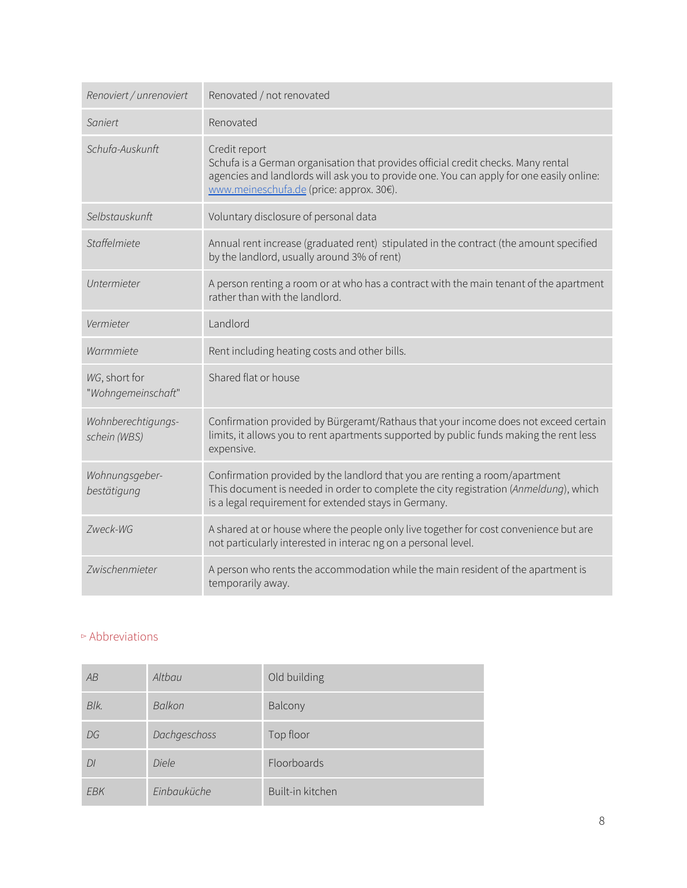| | |
|---|---|
| *Renoviert / unrenoviert* | Renovated / not renovated |
| *Saniert* | Renovated |
| *Schufa-Auskunft* | Credit report<br>Schufa is a German organisation that provides official credit checks. Many rental agencies and landlords will ask you to provide one. You can apply for one easily online: [www.meineschufa.de](http://www.meineschufa.de) (price: approx. 30€). |
| *Selbstauskunft* | Voluntary disclosure of personal data |
| *Staffelmiete* | Annual rent increase (graduated rent) stipulated in the contract (the amount specified by the landlord, usually around 3% of rent) |
| *Untermieter* | A person renting a room or at who has a contract with the main tenant of the apartment rather than with the landlord. |
| *Vermieter* | Landlord |
| *Warmmiete* | Rent including heating costs and other bills. |
| *WG*, short for "*Wohngemeinschaft*" | Shared flat or house |
| *Wohnberechtigungs-schein (WBS)* | Confirmation provided by Bürgeramt/Rathaus that your income does not exceed certain limits, it allows you to rent apartments supported by public funds making the rent less expensive. |
| *Wohnungsgeber-bestätigung* | Confirmation provided by the landlord that you are renting a room/apartment<br>This document is needed in order to complete the city registration (*Anmeldung*), which is a legal requirement for extended stays in Germany. |
| *Zweck-WG* | A shared at or house where the people only live together for cost convenience but are not particularly interested in interac ng on a personal level. |
| *Zwischenmieter* | A person who rents the accommodation while the main resident of the apartment is temporarily away. |

## ▻ Abbreviations

| | | |
|---|---|---|
| *AB* | *Altbau* | Old building |
| *Blk.* | *Balkon* | Balcony |
| *DG* | *Dachgeschoss* | Top floor |
| *Dl* | *Diele* | Floorboards |
| *EBK* | *Einbauküche* | Built-in kitchen |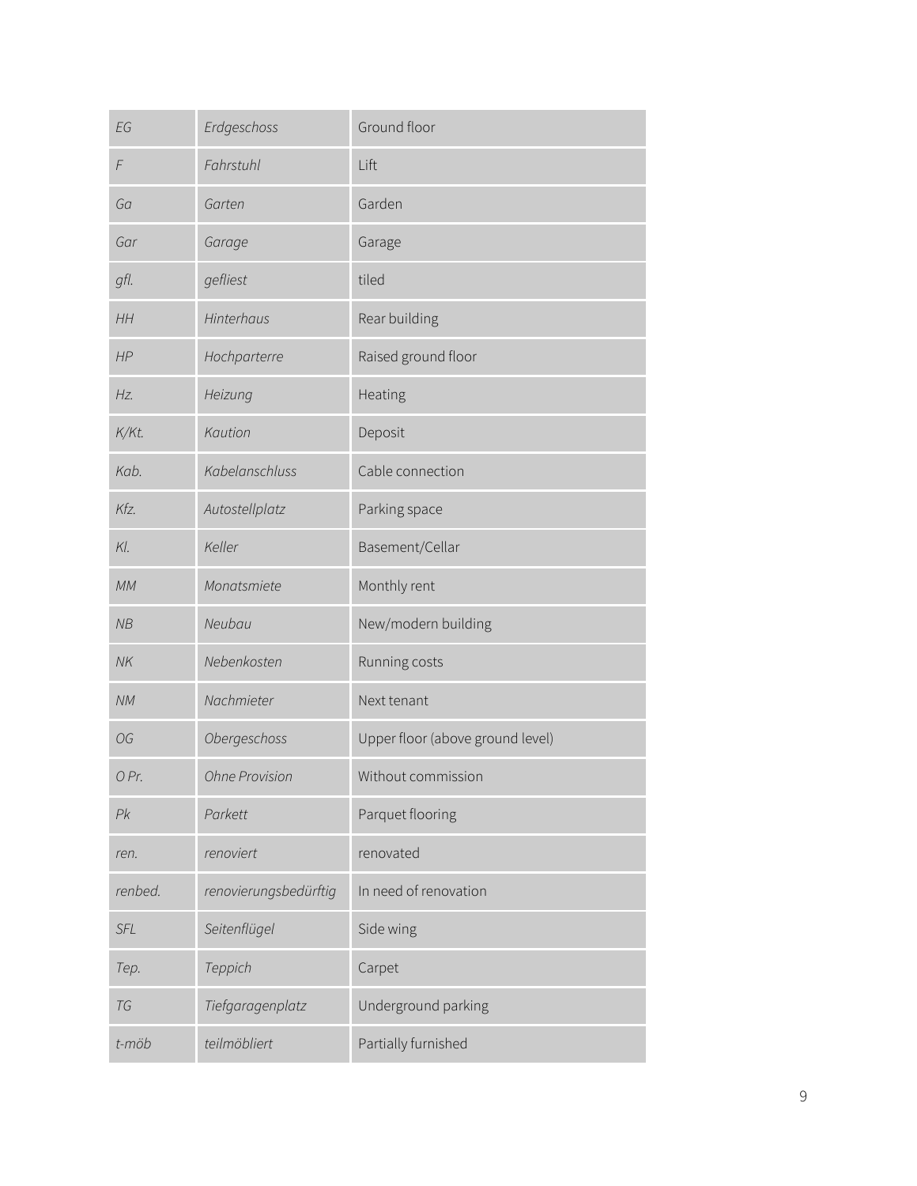| | | |
|---|---|---|
| *EG* | *Erdgeschoss* | Ground floor |
| *F* | *Fahrstuhl* | Lift |
| *Ga* | *Garten* | Garden |
| *Gar* | *Garage* | Garage |
| *gfl.* | *gefliest* | tiled |
| *HH* | *Hinterhaus* | Rear building |
| *HP* | *Hochparterre* | Raised ground floor |
| *Hz.* | *Heizung* | Heating |
| *K/Kt.* | *Kaution* | Deposit |
| *Kab.* | *Kabelanschluss* | Cable connection |
| *Kfz.* | *Autostellplatz* | Parking space |
| *Kl.* | *Keller* | Basement/Cellar |
| *MM* | *Monatsmiete* | Monthly rent |
| *NB* | *Neubau* | New/modern building |
| *NK* | *Nebenkosten* | Running costs |
| *NM* | *Nachmieter* | Next tenant |
| *OG* | *Obergeschoss* | Upper floor (above ground level) |
| *O Pr.* | *Ohne Provision* | Without commission |
| *Pk* | *Parkett* | Parquet flooring |
| *ren.* | *renoviert* | renovated |
| *renbed.* | *renovierungsbedürftig* | In need of renovation |
| *SFL* | *Seitenflügel* | Side wing |
| *Tep.* | *Teppich* | Carpet |
| *TG* | *Tiefgaragenplatz* | Underground parking |
| *t-möb* | *teilmöbliert* | Partially furnished |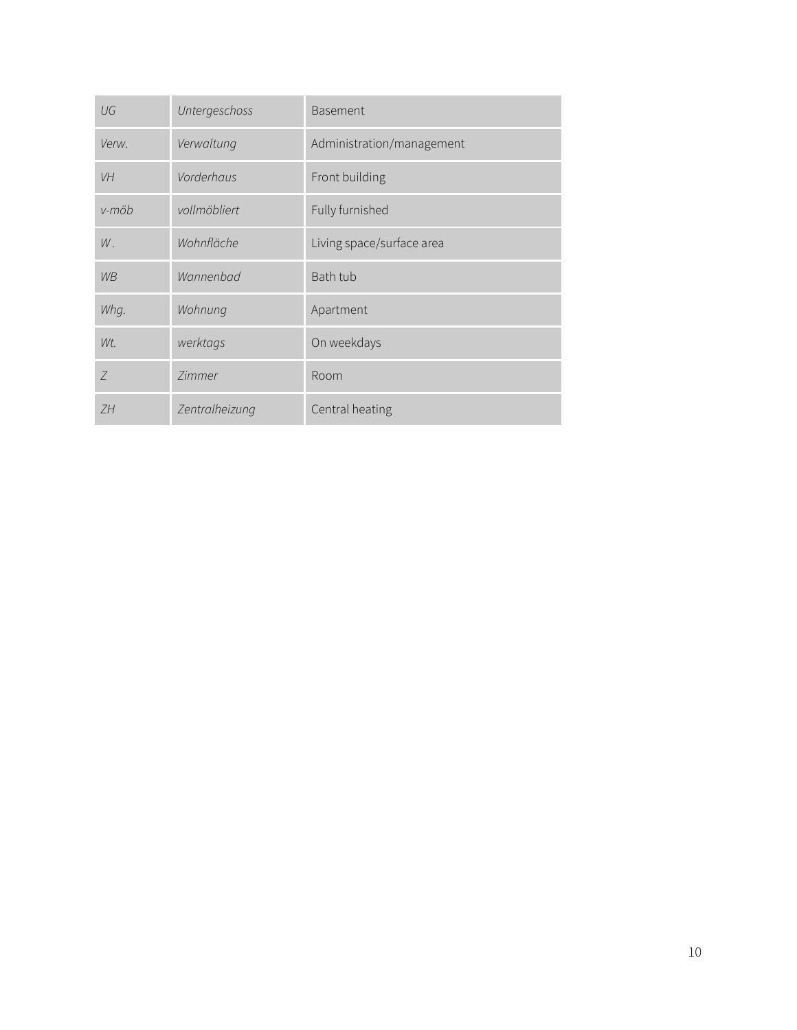| | | |
|---|---|---|
| *UG* | *Untergeschoss* | Basement |
| *Verw.* | *Verwaltung* | Administration/management |
| *VH* | *Vorderhaus* | Front building |
| *v-möb* | *vollmöbliert* | Fully furnished |
| *W.* | *Wohnfläche* | Living space/surface area |
| *WB* | *Wannenbad* | Bath tub |
| *Whg.* | *Wohnung* | Apartment |
| *Wt.* | *werktags* | On weekdays |
| *Z* | *Zimmer* | Room |
| *ZH* | *Zentralheizung* | Central heating |